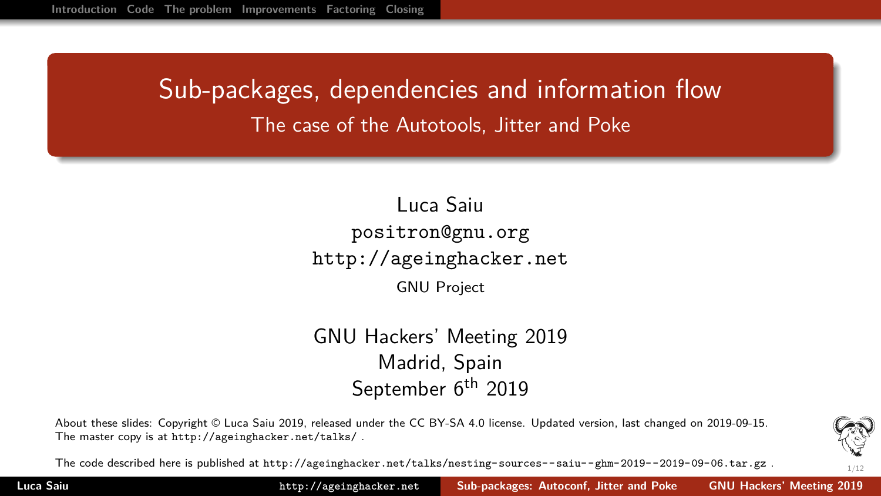# Sub-packages, dependencies and information flow

## The case of the Autotools, Jitter and Poke

Luca Saiu
positron@gnu.org
http://ageinghacker.net
GNU Project

GNU Hackers' Meeting 2019
Madrid, Spain
September 6$^{th}$ 2019

About these slides: Copyright © Luca Saiu 2019, released under the CC BY-SA 4.0 license. Updated version, last changed on 2019-09-15. The master copy is at http://ageinghacker.net/talks/ .

The code described here is published at http://ageinghacker.net/talks/nesting-sources--saiu--ghm-2019--2019-09-06.tar.gz .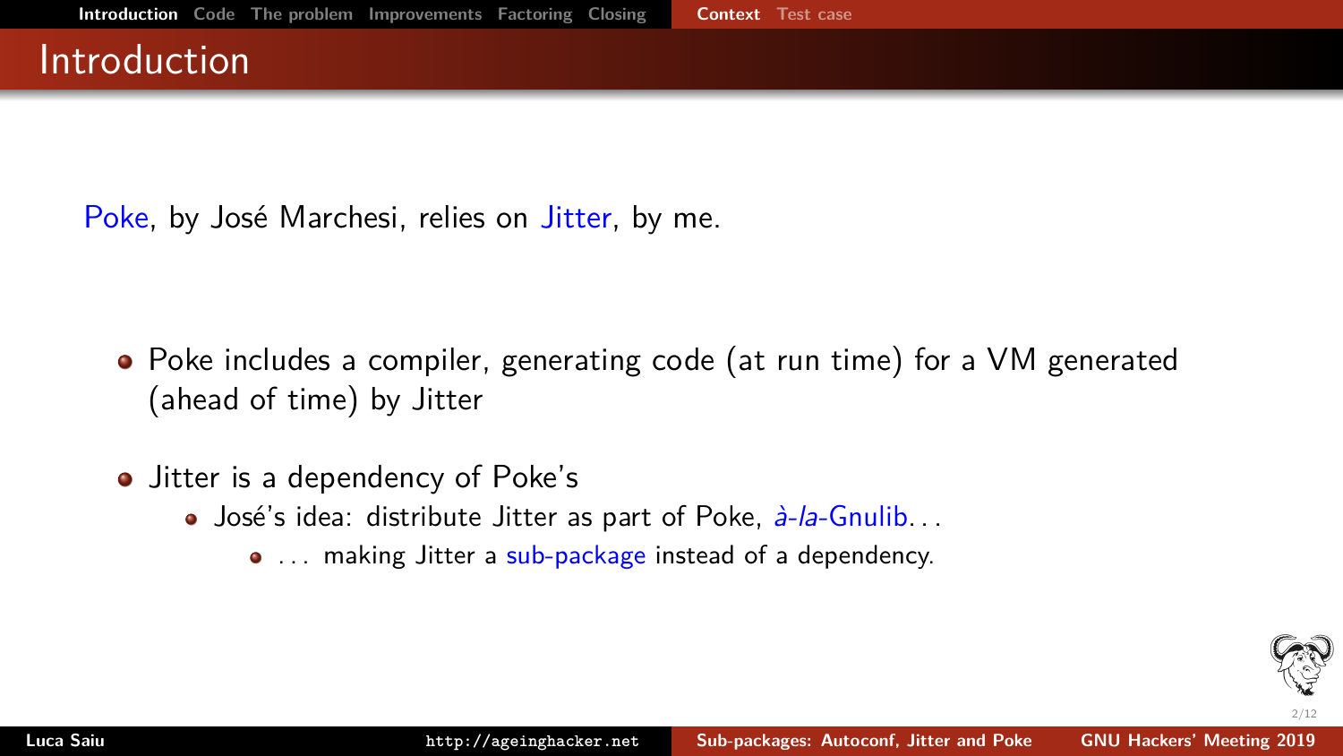# Introduction

Poke, by José Marchesi, relies on Jitter, by me.

- Poke includes a compiler, generating code (at run time) for a VM generated (ahead of time) by Jitter
- Jitter is a dependency of Poke's
  - José's idea: distribute Jitter as part of Poke, *à-la*-Gnulib. . .
    - . . . making Jitter a sub-package instead of a dependency.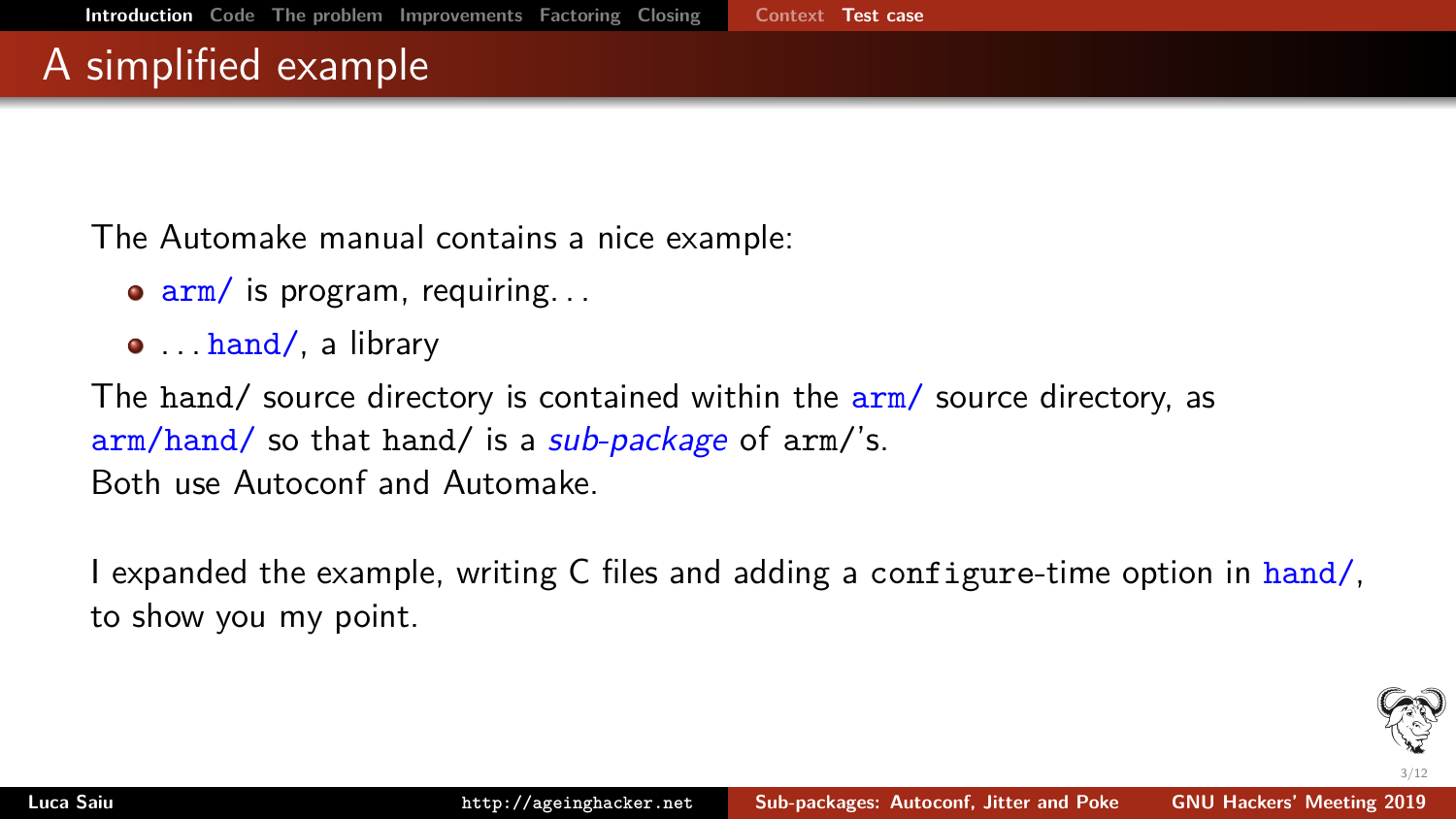# A simplified example

The Automake manual contains a nice example:

- `arm/` is program, requiring. . .
- . . . `hand/`, a library

The `hand/` source directory is contained within the `arm/` source directory, as `arm/hand/` so that `hand/` is a *sub-package* of `arm/`'s.
Both use Autoconf and Automake.

I expanded the example, writing C files and adding a `configure`-time option in `hand/`, to show you my point.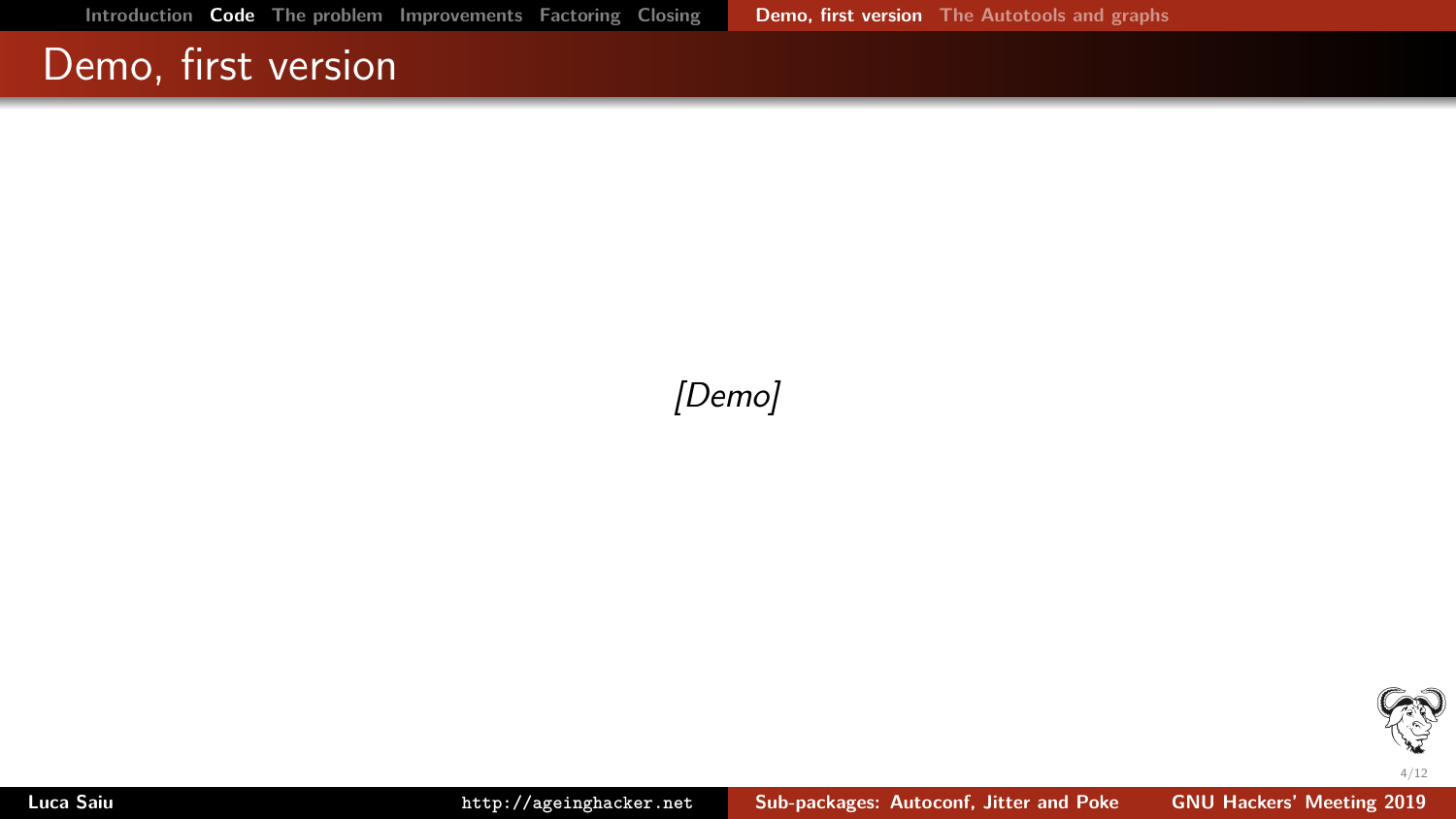# Demo, first version

*[Demo]*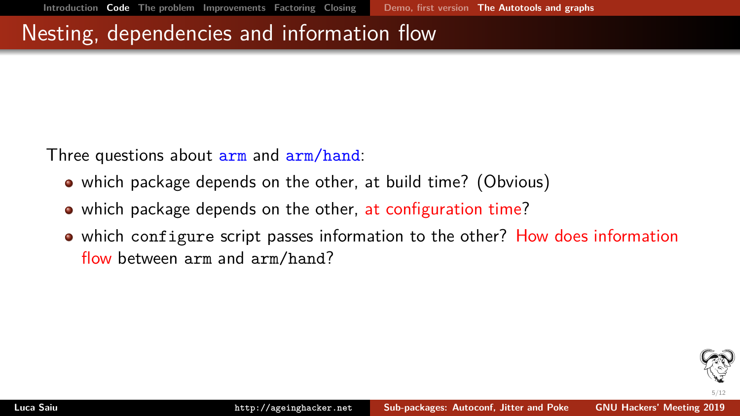# Nesting, dependencies and information flow

Three questions about `arm` and `arm/hand`:

- which package depends on the other, at build time? (Obvious)
- which package depends on the other, at configuration time?
- which `configure` script passes information to the other? How does information flow between `arm` and `arm/hand`?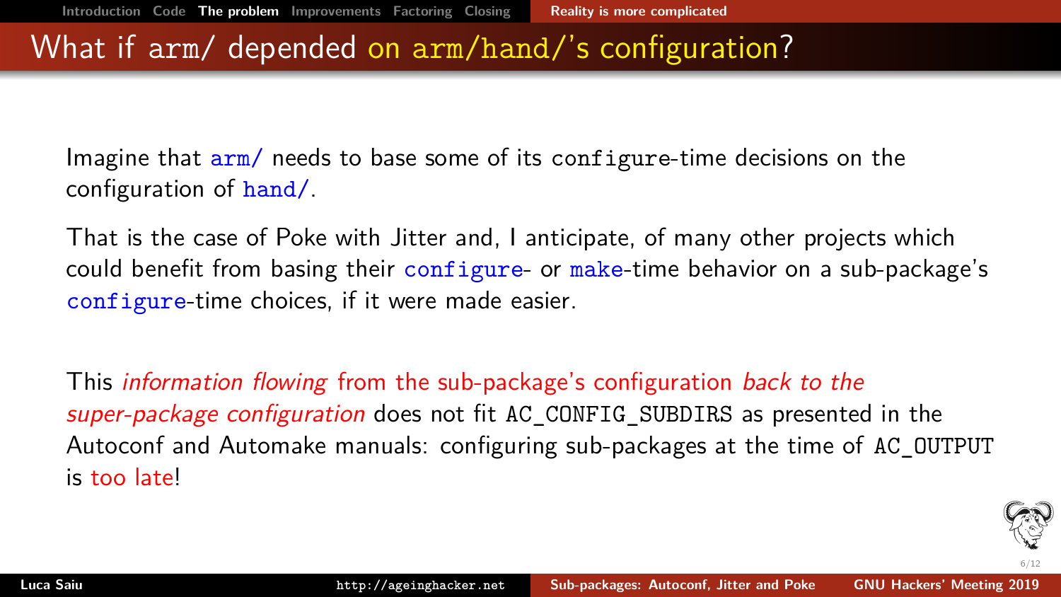# What if arm/ depended on arm/hand/'s configuration?

Imagine that `arm/` needs to base some of its `configure`-time decisions on the configuration of `hand/`.

That is the case of Poke with Jitter and, I anticipate, of many other projects which could benefit from basing their `configure`- or `make`-time behavior on a sub-package's `configure`-time choices, if it were made easier.

This *information flowing* from the sub-package's configuration *back to the super-package configuration* does not fit `AC_CONFIG_SUBDIRS` as presented in the Autoconf and Automake manuals: configuring sub-packages at the time of `AC_OUTPUT` is too late!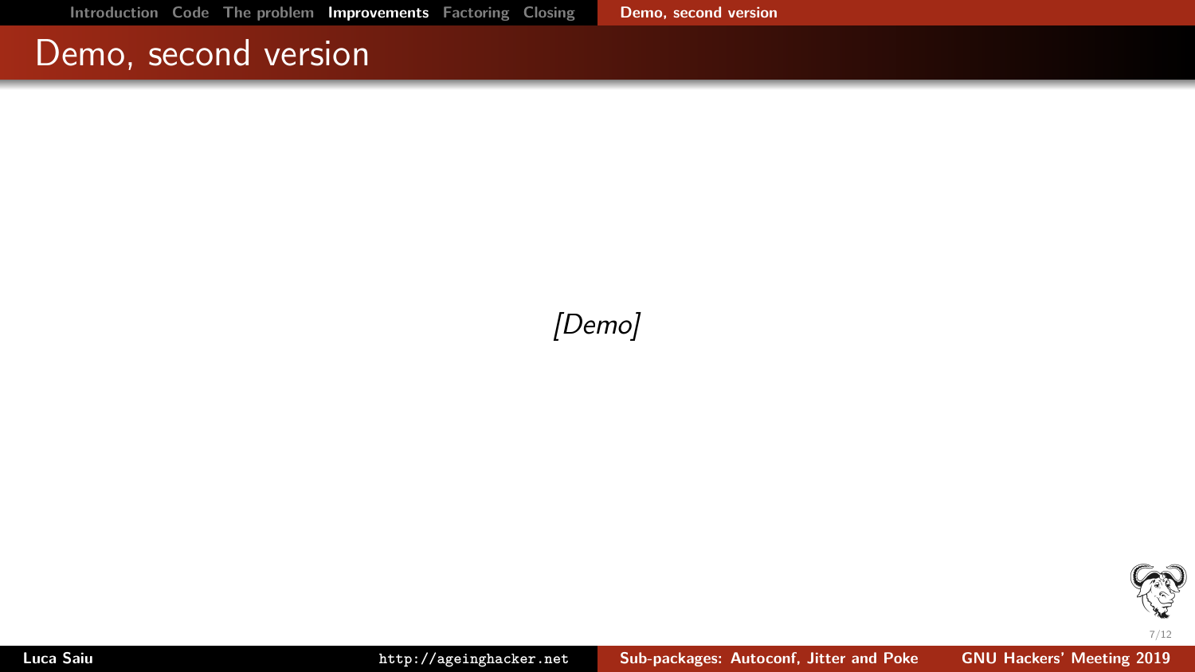# Demo, second version

*[Demo]*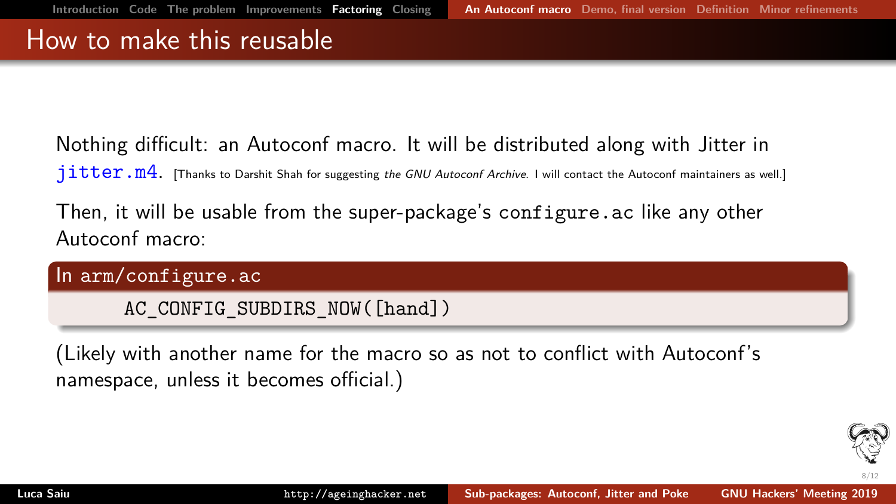# How to make this reusable

Nothing difficult: an Autoconf macro. It will be distributed along with Jitter in `jitter.m4`. [Thanks to Darshit Shah for suggesting *the GNU Autoconf Archive*. I will contact the Autoconf maintainers as well.]

Then, it will be usable from the super-package's `configure.ac` like any other Autoconf macro:

**In `arm/configure.ac`**

```
AC_CONFIG_SUBDIRS_NOW([hand])
```

(Likely with another name for the macro so as not to conflict with Autoconf's namespace, unless it becomes official.)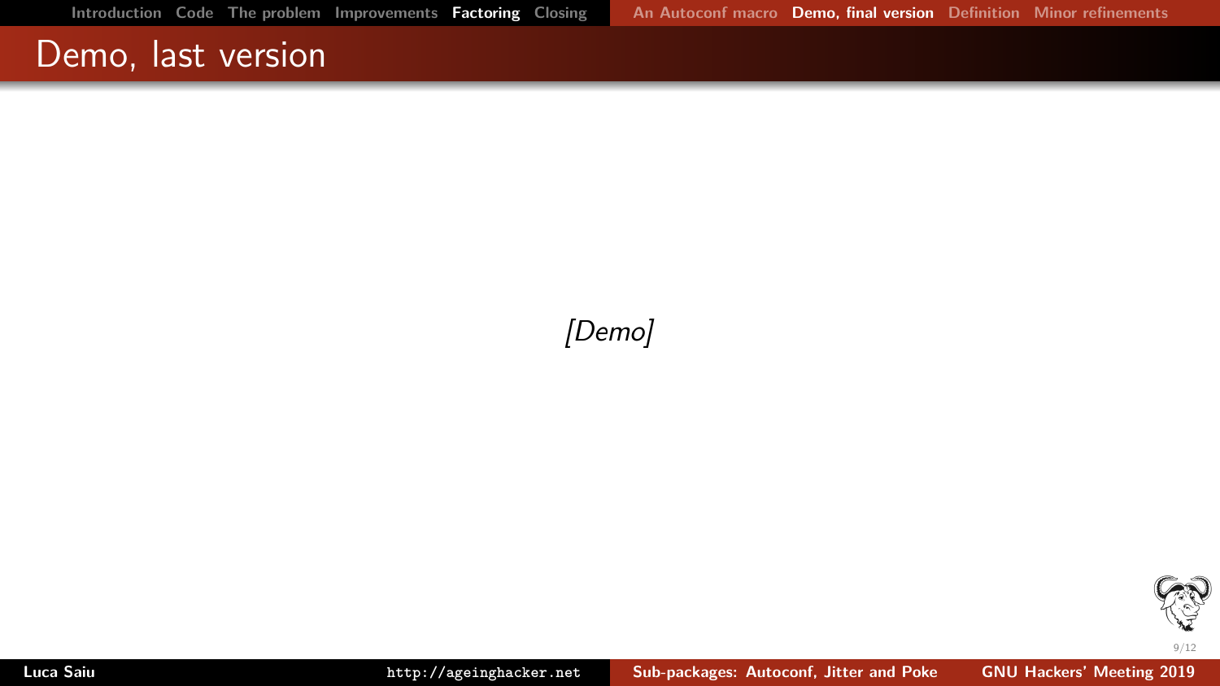# Demo, last version

*[Demo]*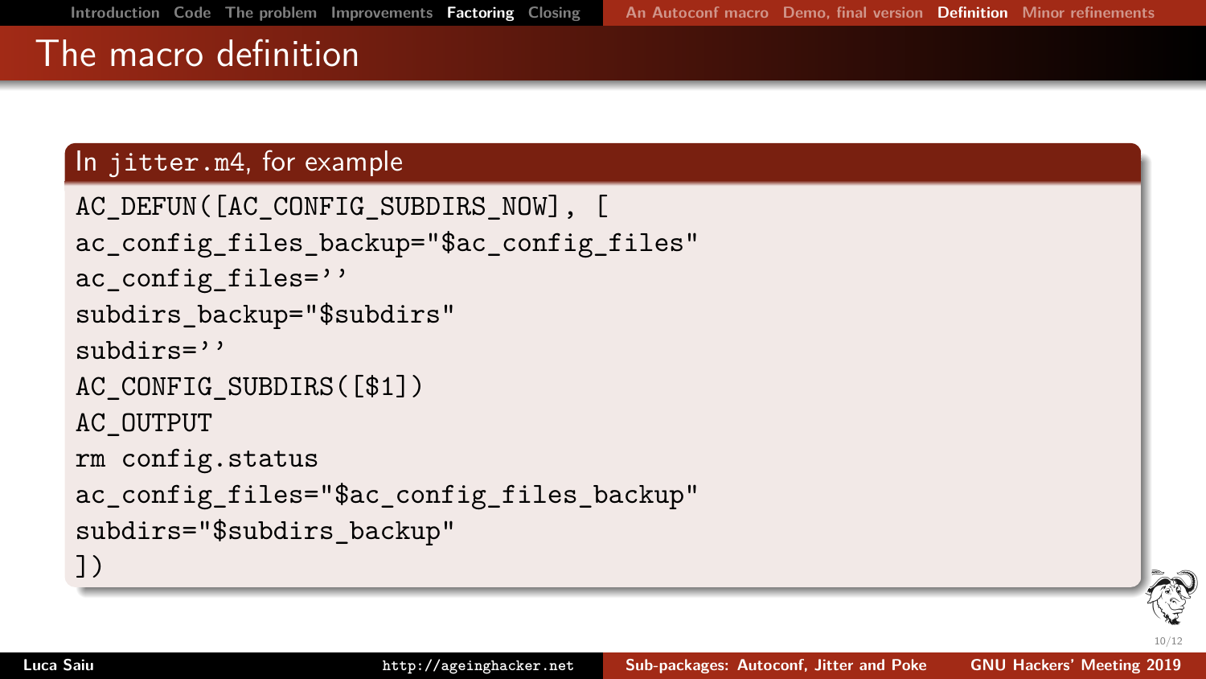# The macro definition

**In `jitter.m4`, for example**

```
AC_DEFUN([AC_CONFIG_SUBDIRS_NOW], [
ac_config_files_backup="$ac_config_files"
ac_config_files=''
subdirs_backup="$subdirs"
subdirs=''
AC_CONFIG_SUBDIRS([$1])
AC_OUTPUT
rm config.status
ac_config_files="$ac_config_files_backup"
subdirs="$subdirs_backup"
])
```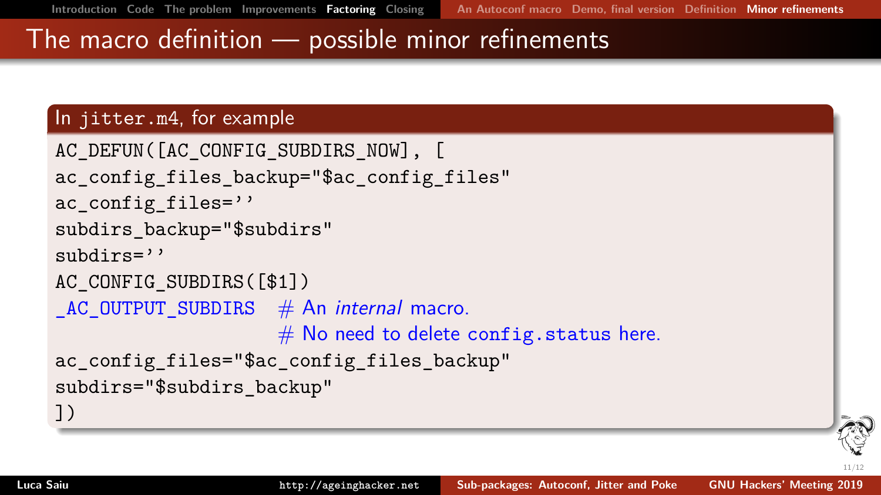# The macro definition — possible minor refinements

## In jitter.m4, for example

```
AC_DEFUN([AC_CONFIG_SUBDIRS_NOW], [
ac_config_files_backup="$ac_config_files"
ac_config_files=''
subdirs_backup="$subdirs"
subdirs=''
AC_CONFIG_SUBDIRS([$1])
_AC_OUTPUT_SUBDIRS    # An internal macro.
                      # No need to delete config.status here.
ac_config_files="$ac_config_files_backup"
subdirs="$subdirs_backup"
])
```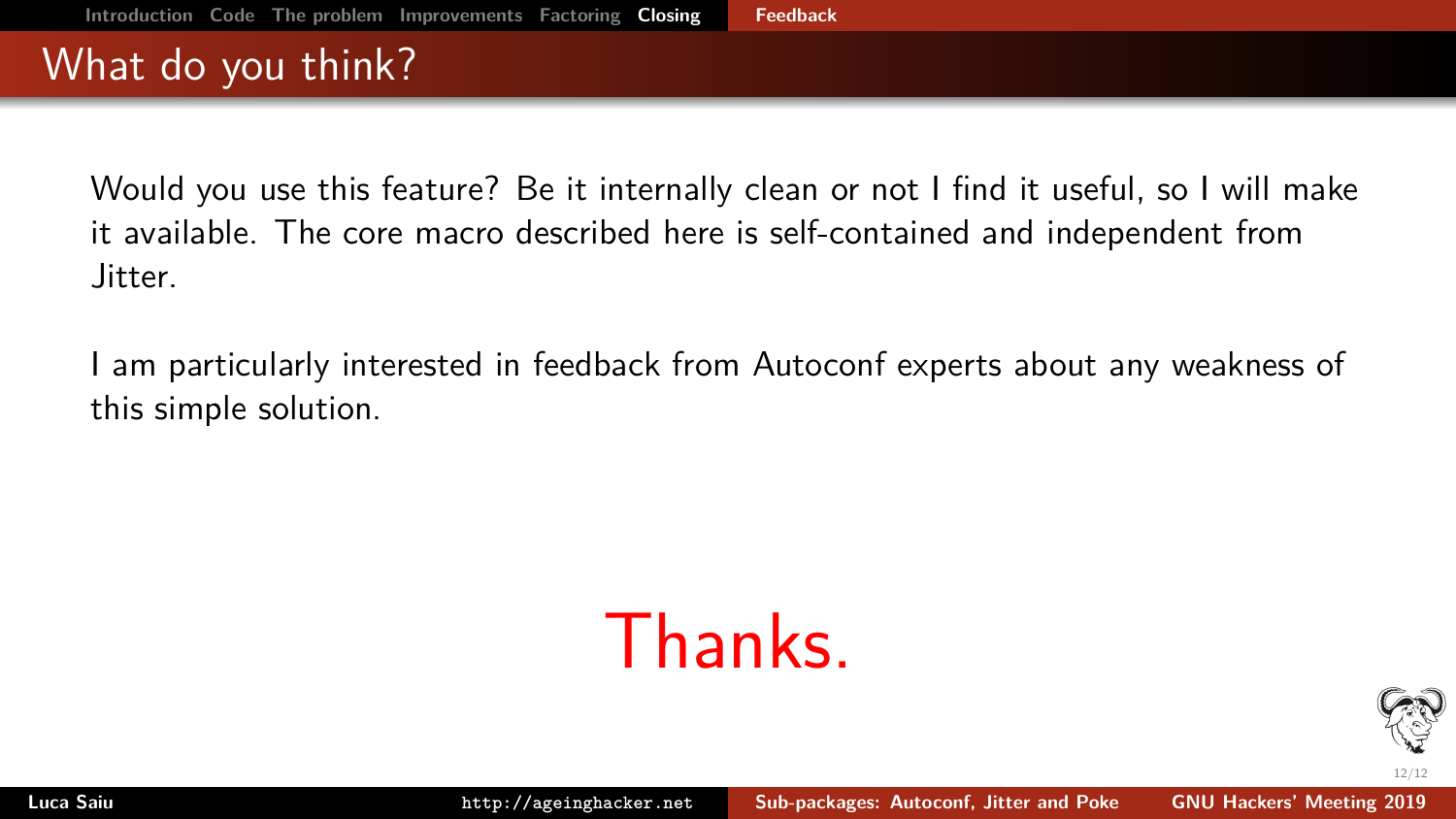## What do you think?

Would you use this feature? Be it internally clean or not I find it useful, so I will make it available. The core macro described here is self-contained and independent from Jitter.

I am particularly interested in feedback from Autoconf experts about any weakness of this simple solution.

# Thanks.